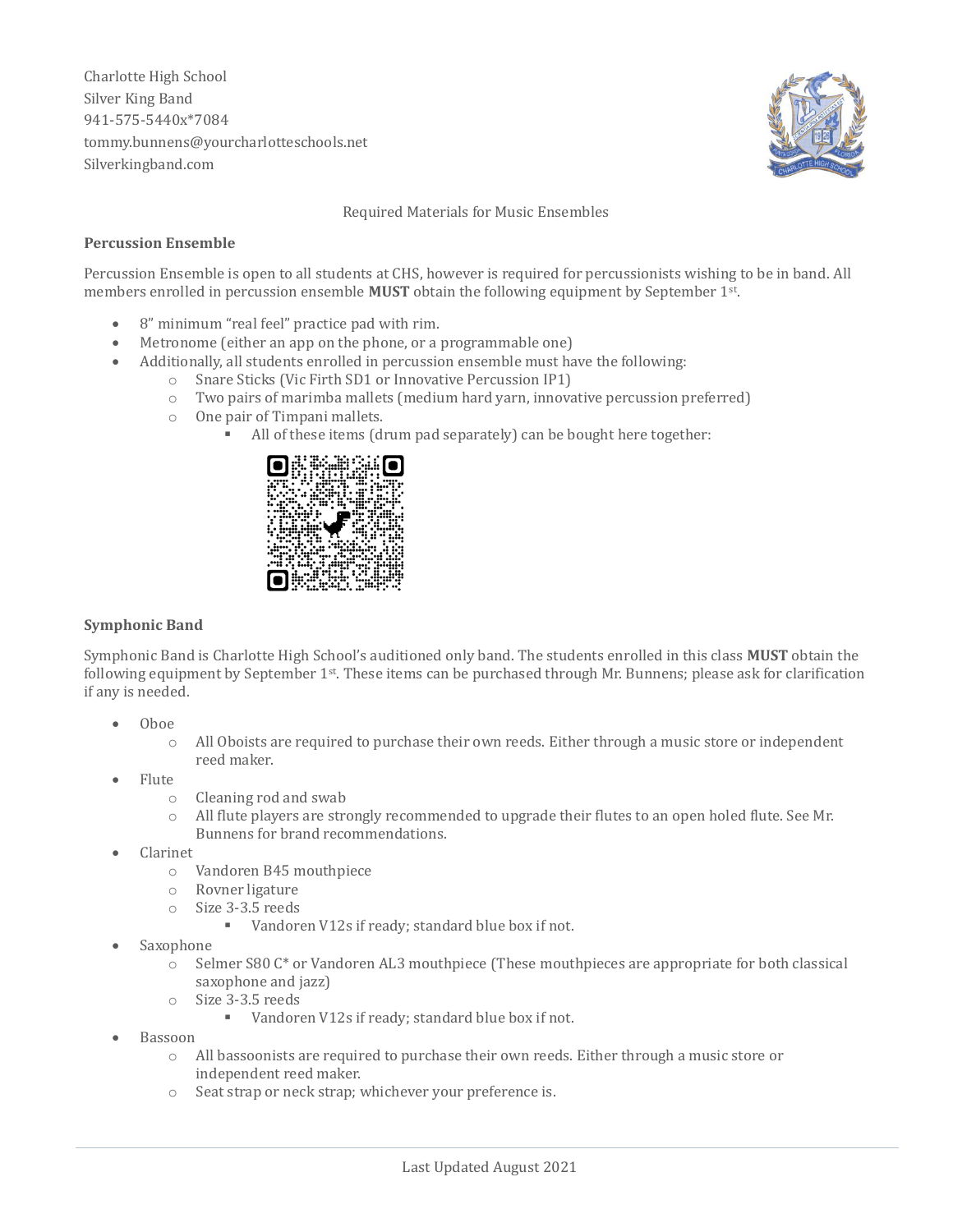Charlotte High School
Silver King Band
941-575-5440x*7084
tommy.bunnens@yourcharlotteschools.net
Silverkingband.com

Required Materials for Music Ensembles

**Percussion Ensemble**

Percussion Ensemble is open to all students at CHS, however is required for percussionists wishing to be in band. All members enrolled in percussion ensemble **MUST** obtain the following equipment by September 1st.

- 8" minimum "real feel" practice pad with rim.
- Metronome (either an app on the phone, or a programmable one)
- Additionally, all students enrolled in percussion ensemble must have the following:
  - Snare Sticks (Vic Firth SD1 or Innovative Percussion IP1)
  - Two pairs of marimba mallets (medium hard yarn, innovative percussion preferred)
  - One pair of Timpani mallets.
    - All of these items (drum pad separately) can be bought here together:

**Symphonic Band**

Symphonic Band is Charlotte High School's auditioned only band. The students enrolled in this class **MUST** obtain the following equipment by September 1st. These items can be purchased through Mr. Bunnens; please ask for clarification if any is needed.

- Oboe
  - All Oboists are required to purchase their own reeds. Either through a music store or independent reed maker.
- Flute
  - Cleaning rod and swab
  - All flute players are strongly recommended to upgrade their flutes to an open holed flute. See Mr. Bunnens for brand recommendations.
- Clarinet
  - Vandoren B45 mouthpiece
  - Rovner ligature
  - Size 3-3.5 reeds
    - Vandoren V12s if ready; standard blue box if not.
- Saxophone
  - Selmer S80 C* or Vandoren AL3 mouthpiece (These mouthpieces are appropriate for both classical saxophone and jazz)
  - Size 3-3.5 reeds
    - Vandoren V12s if ready; standard blue box if not.
- Bassoon
  - All bassoonists are required to purchase their own reeds. Either through a music store or independent reed maker.
  - Seat strap or neck strap; whichever your preference is.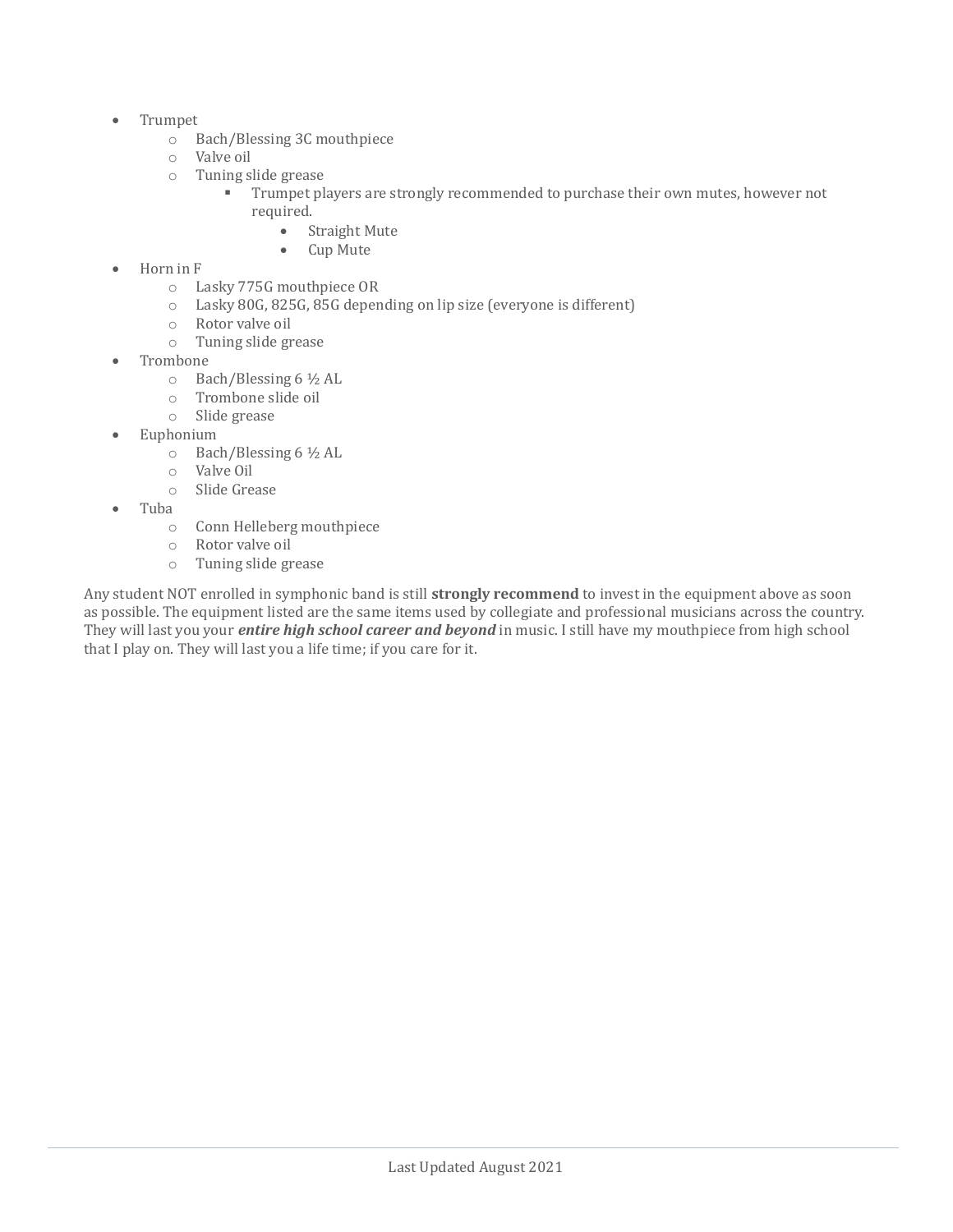- Trumpet
    - Bach/Blessing 3C mouthpiece
    - Valve oil
    - Tuning slide grease
        - Trumpet players are strongly recommended to purchase their own mutes, however not required.
            - Straight Mute
            - Cup Mute
- Horn in F
    - Lasky 775G mouthpiece OR
    - Lasky 80G, 825G, 85G depending on lip size (everyone is different)
    - Rotor valve oil
    - Tuning slide grease
- Trombone
    - Bach/Blessing 6 ½ AL
    - Trombone slide oil
    - Slide grease
- Euphonium
    - Bach/Blessing 6 ½ AL
    - Valve Oil
    - Slide Grease
- Tuba
    - Conn Helleberg mouthpiece
    - Rotor valve oil
    - Tuning slide grease

Any student NOT enrolled in symphonic band is still **strongly recommend** to invest in the equipment above as soon as possible. The equipment listed are the same items used by collegiate and professional musicians across the country. They will last you your ***entire high school career and beyond*** in music. I still have my mouthpiece from high school that I play on. They will last you a life time; if you care for it.

Last Updated August 2021